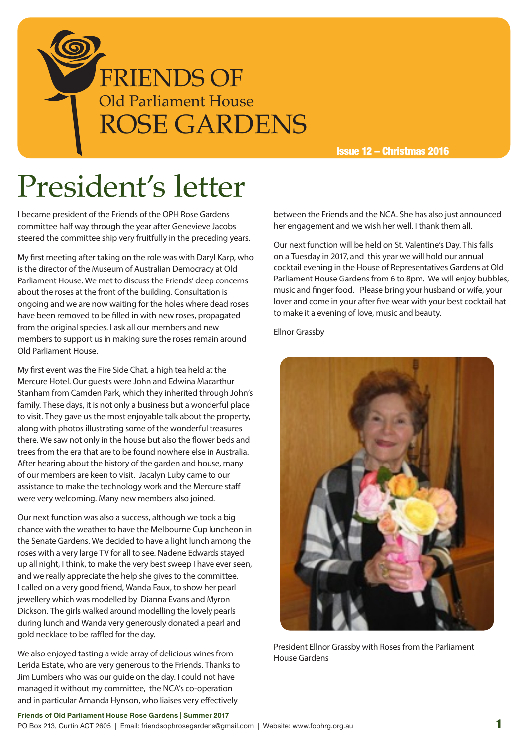# FRIENDS OF Old Parliament House ROSE GARDENS

**Issue 12 – Christmas 2016**

# President's letter

I became president of the Friends of the OPH Rose Gardens committee half way through the year after Genevieve Jacobs steered the committee ship very fruitfully in the preceding years.

My first meeting after taking on the role was with Daryl Karp, who is the director of the Museum of Australian Democracy at Old Parliament House. We met to discuss the Friends' deep concerns about the roses at the front of the building. Consultation is ongoing and we are now waiting for the holes where dead roses have been removed to be filled in with new roses, propagated from the original species. I ask all our members and new members to support us in making sure the roses remain around Old Parliament House.

My first event was the Fire Side Chat, a high tea held at the Mercure Hotel. Our guests were John and Edwina Macarthur Stanham from Camden Park, which they inherited through John's family. These days, it is not only a business but a wonderful place to visit. They gave us the most enjoyable talk about the property, along with photos illustrating some of the wonderful treasures there. We saw not only in the house but also the flower beds and trees from the era that are to be found nowhere else in Australia. After hearing about the history of the garden and house, many of our members are keen to visit. Jacalyn Luby came to our assistance to make the technology work and the Mercure staff were very welcoming. Many new members also joined.

Our next function was also a success, although we took a big chance with the weather to have the Melbourne Cup luncheon in the Senate Gardens. We decided to have a light lunch among the roses with a very large TV for all to see. Nadene Edwards stayed up all night, I think, to make the very best sweep I have ever seen, and we really appreciate the help she gives to the committee. I called on a very good friend, Wanda Faux, to show her pearl jewellery which was modelled by Dianna Evans and Myron Dickson. The girls walked around modelling the lovely pearls during lunch and Wanda very generously donated a pearl and gold necklace to be raffled for the day.

We also enjoyed tasting a wide array of delicious wines from Lerida Estate, who are very generous to the Friends. Thanks to Jim Lumbers who was our guide on the day. I could not have managed it without my committee, the NCA's co-operation and in particular Amanda Hynson, who liaises very effectively between the Friends and the NCA. She has also just announced her engagement and we wish her well. I thank them all.

Our next function will be held on St. Valentine's Day. This falls on a Tuesday in 2017, and this year we will hold our annual cocktail evening in the House of Representatives Gardens at Old Parliament House Gardens from 6 to 8pm. We will enjoy bubbles, music and finger food. Please bring your husband or wife, your lover and come in your after five wear with your best cocktail hat to make it a evening of love, music and beauty.

Ellnor Grassby

President Ellnor Grassby with Roses from the Parliament House Gardens

**Friends of Old Parliament House Rose Gardens | Summer 2017**
PO Box 213, Curtin ACT 2605 | Email: friendsophrosegardens@gmail.com | Website: www.fophrg.org.au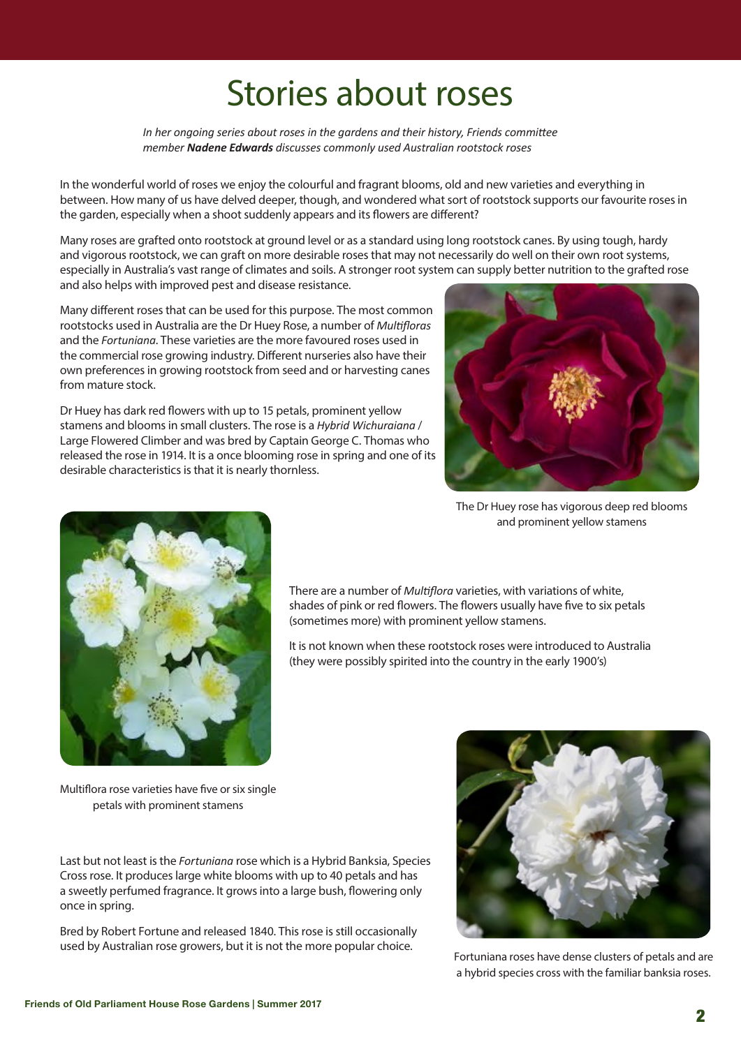# Stories about roses

*In her ongoing series about roses in the gardens and their history, Friends committee member **Nadene Edwards** discusses commonly used Australian rootstock roses*

In the wonderful world of roses we enjoy the colourful and fragrant blooms, old and new varieties and everything in between. How many of us have delved deeper, though, and wondered what sort of rootstock supports our favourite roses in the garden, especially when a shoot suddenly appears and its flowers are different?

Many roses are grafted onto rootstock at ground level or as a standard using long rootstock canes. By using tough, hardy and vigorous rootstock, we can graft on more desirable roses that may not necessarily do well on their own root systems, especially in Australia's vast range of climates and soils. A stronger root system can supply better nutrition to the grafted rose and also helps with improved pest and disease resistance.

Many different roses that can be used for this purpose. The most common rootstocks used in Australia are the Dr Huey Rose, a number of *Multifloras* and the *Fortuniana*. These varieties are the more favoured roses used in the commercial rose growing industry. Different nurseries also have their own preferences in growing rootstock from seed and or harvesting canes from mature stock.

Dr Huey has dark red flowers with up to 15 petals, prominent yellow stamens and blooms in small clusters. The rose is a *Hybrid Wichuraiana* / Large Flowered Climber and was bred by Captain George C. Thomas who released the rose in 1914. It is a once blooming rose in spring and one of its desirable characteristics is that it is nearly thornless.

The Dr Huey rose has vigorous deep red blooms and prominent yellow stamens

There are a number of *Multiflora* varieties, with variations of white, shades of pink or red flowers. The flowers usually have five to six petals (sometimes more) with prominent yellow stamens.

It is not known when these rootstock roses were introduced to Australia (they were possibly spirited into the country in the early 1900's)

Multiflora rose varieties have five or six single petals with prominent stamens

Last but not least is the *Fortuniana* rose which is a Hybrid Banksia, Species Cross rose. It produces large white blooms with up to 40 petals and has a sweetly perfumed fragrance. It grows into a large bush, flowering only once in spring.

Bred by Robert Fortune and released 1840. This rose is still occasionally used by Australian rose growers, but it is not the more popular choice.

Fortuniana roses have dense clusters of petals and are a hybrid species cross with the familiar banksia roses.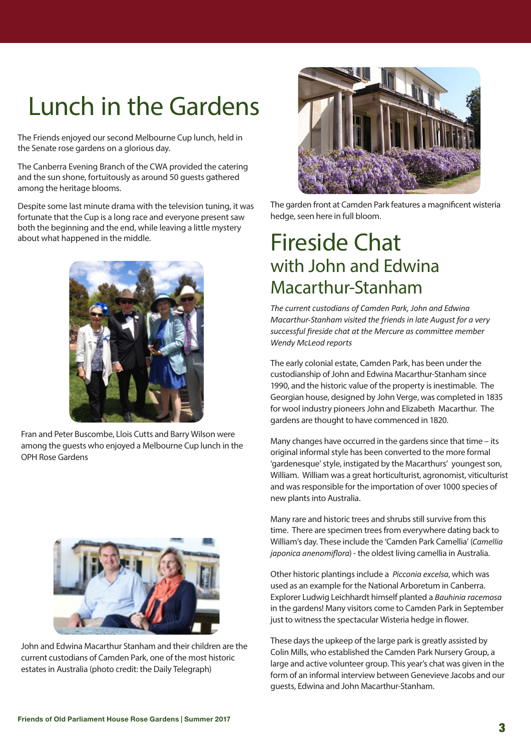# Lunch in the Gardens

The Friends enjoyed our second Melbourne Cup lunch, held in the Senate rose gardens on a glorious day.

The Canberra Evening Branch of the CWA provided the catering and the sun shone, fortuitously as around 50 guests gathered among the heritage blooms.

Despite some last minute drama with the television tuning, it was fortunate that the Cup is a long race and everyone present saw both the beginning and the end, while leaving a little mystery about what happened in the middle.

Fran and Peter Buscombe, Llois Cutts and Barry Wilson were among the guests who enjoyed a Melbourne Cup lunch in the OPH Rose Gardens

John and Edwina Macarthur Stanham and their children are the current custodians of Camden Park, one of the most historic estates in Australia (photo credit: the Daily Telegraph)

The garden front at Camden Park features a magnificent wisteria hedge, seen here in full bloom.

# Fireside Chat
## with John and Edwina Macarthur-Stanham

*The current custodians of Camden Park, John and Edwina Macarthur-Stanham visited the friends in late August for a very successful fireside chat at the Mercure as committee member Wendy McLeod reports*

The early colonial estate, Camden Park, has been under the custodianship of John and Edwina Macarthur-Stanham since 1990, and the historic value of the property is inestimable. The Georgian house, designed by John Verge, was completed in 1835 for wool industry pioneers John and Elizabeth Macarthur. The gardens are thought to have commenced in 1820.

Many changes have occurred in the gardens since that time – its original informal style has been converted to the more formal 'gardenesque' style, instigated by the Macarthurs' youngest son, William. William was a great horticulturist, agronomist, viticulturist and was responsible for the importation of over 1000 species of new plants into Australia.

Many rare and historic trees and shrubs still survive from this time. There are specimen trees from everywhere dating back to William's day. These include the 'Camden Park Camellia' (*Camellia japonica anenomiflora*) - the oldest living camellia in Australia.

Other historic plantings include a *Picconia excelsa*, which was used as an example for the National Arboretum in Canberra. Explorer Ludwig Leichhardt himself planted a *Bauhinia racemosa* in the gardens! Many visitors come to Camden Park in September just to witness the spectacular Wisteria hedge in flower.

These days the upkeep of the large park is greatly assisted by Colin Mills, who established the Camden Park Nursery Group, a large and active volunteer group. This year's chat was given in the form of an informal interview between Genevieve Jacobs and our guests, Edwina and John Macarthur-Stanham.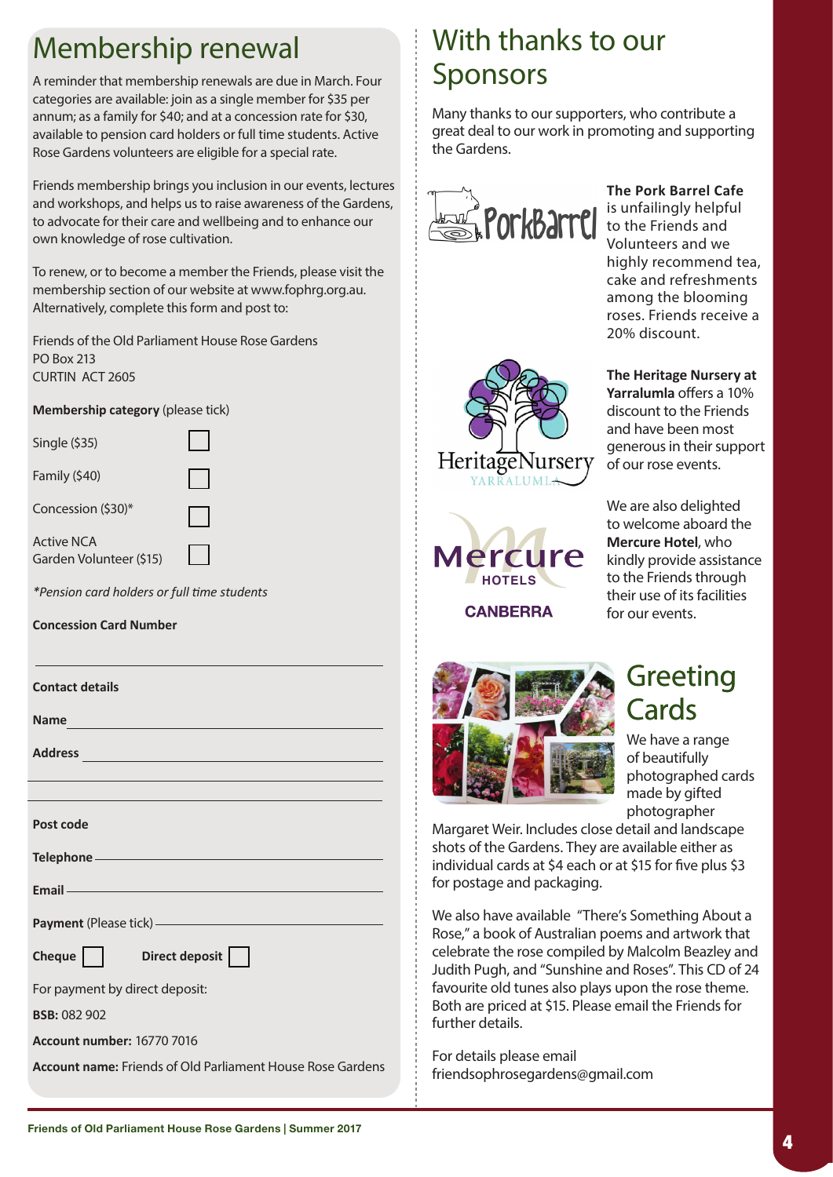# Membership renewal

A reminder that membership renewals are due in March. Four categories are available: join as a single member for $35 per annum; as a family for $40; and at a concession rate for $30, available to pension card holders or full time students. Active Rose Gardens volunteers are eligible for a special rate.

Friends membership brings you inclusion in our events, lectures and workshops, and helps us to raise awareness of the Gardens, to advocate for their care and wellbeing and to enhance our own knowledge of rose cultivation.

To renew, or to become a member the Friends, please visit the membership section of our website at www.fophrg.org.au. Alternatively, complete this form and post to:

Friends of the Old Parliament House Rose Gardens
PO Box 213
CURTIN ACT 2605

**Membership category** (please tick)

Single ($35) ☐

Family ($40) ☐

Concession ($30)* ☐

Active NCA Garden Volunteer ($15) ☐

*\*Pension card holders or full time students*

**Concession Card Number**

______________________________

**Contact details**

**Name** ______________________________

**Address** ______________________________

______________________________

______________________________

**Post code**

**Telephone** ______________________________

**Email** ______________________________

**Payment** (Please tick) ______________________________

**Cheque** ☐ **Direct deposit** ☐

For payment by direct deposit:

**BSB:** 082 902

**Account number:** 16770 7016

**Account name:** Friends of Old Parliament House Rose Gardens

# With thanks to our Sponsors

Many thanks to our supporters, who contribute a great deal to our work in promoting and supporting the Gardens.

PorkBarrel

**The Pork Barrel Cafe** is unfailingly helpful to the Friends and Volunteers and we highly recommend tea, cake and refreshments among the blooming roses. Friends receive a 20% discount.

HeritageNursery YARRALUMLA

**The Heritage Nursery at Yarralumla** offers a 10% discount to the Friends and have been most generous in their support of our rose events.

Mercure HOTELS CANBERRA

We are also delighted to welcome aboard the **Mercure Hotel**, who kindly provide assistance to the Friends through their use of its facilities for our events.

# Greeting Cards

We have a range of beautifully photographed cards made by gifted photographer Margaret Weir. Includes close detail and landscape shots of the Gardens. They are available either as individual cards at $4 each or at $15 for five plus $3 for postage and packaging.

We also have available "There's Something About a Rose," a book of Australian poems and artwork that celebrate the rose compiled by Malcolm Beazley and Judith Pugh, and "Sunshine and Roses". This CD of 24 favourite old tunes also plays upon the rose theme. Both are priced at $15. Please email the Friends for further details.

For details please email friendsophrosegardens@gmail.com